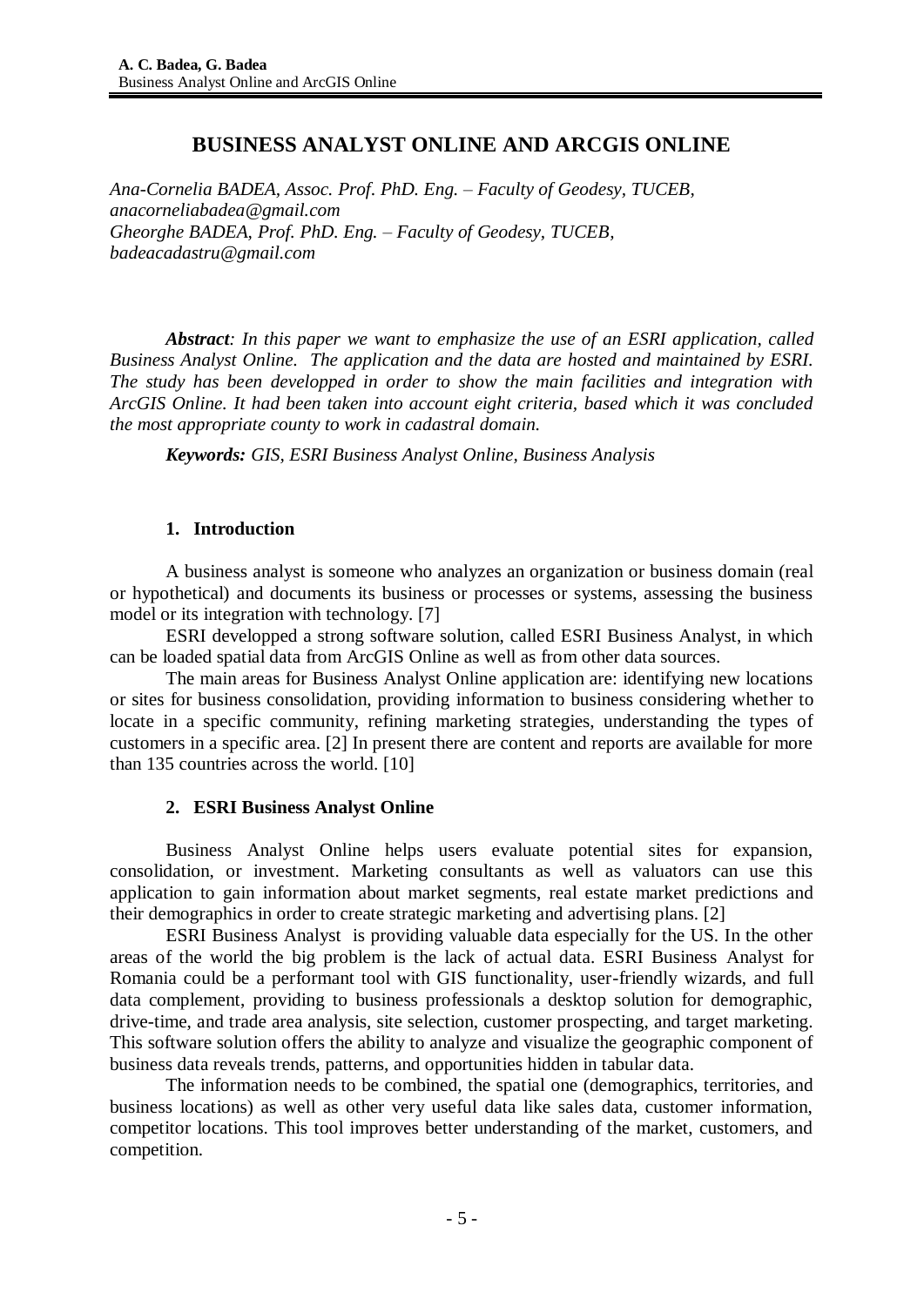# BUSINESS ANALYST ONLINE AND ARCGIS ONLINE

*Ana-Cornelia BADEA, Assoc. Prof. PhD. Eng. – Faculty of Geodesy, TUCEB, anacorneliabadea@gmail.com*
*Gheorghe BADEA, Prof. PhD. Eng. – Faculty of Geodesy, TUCEB, badeacadastru@gmail.com*

***Abstract**: In this paper we want to emphasize the use of an ESRI application, called Business Analyst Online. The application and the data are hosted and maintained by ESRI. The study has been developped in order to show the main facilities and integration with ArcGIS Online. It had been taken into account eight criteria, based which it was concluded the most appropriate county to work in cadastral domain.*

***Keywords:** GIS, ESRI Business Analyst Online, Business Analysis*

## 1. Introduction

A business analyst is someone who analyzes an organization or business domain (real or hypothetical) and documents its business or processes or systems, assessing the business model or its integration with technology. [7]

ESRI developped a strong software solution, called ESRI Business Analyst, in which can be loaded spatial data from ArcGIS Online as well as from other data sources.

The main areas for Business Analyst Online application are: identifying new locations or sites for business consolidation, providing information to business considering whether to locate in a specific community, refining marketing strategies, understanding the types of customers in a specific area. [2] In present there are content and reports are available for more than 135 countries across the world. [10]

## 2. ESRI Business Analyst Online

Business Analyst Online helps users evaluate potential sites for expansion, consolidation, or investment. Marketing consultants as well as valuators can use this application to gain information about market segments, real estate market predictions and their demographics in order to create strategic marketing and advertising plans. [2]

ESRI Business Analyst is providing valuable data especially for the US. In the other areas of the world the big problem is the lack of actual data. ESRI Business Analyst for Romania could be a performant tool with GIS functionality, user-friendly wizards, and full data complement, providing to business professionals a desktop solution for demographic, drive-time, and trade area analysis, site selection, customer prospecting, and target marketing. This software solution offers the ability to analyze and visualize the geographic component of business data reveals trends, patterns, and opportunities hidden in tabular data.

The information needs to be combined, the spatial one (demographics, territories, and business locations) as well as other very useful data like sales data, customer information, competitor locations. This tool improves better understanding of the market, customers, and competition.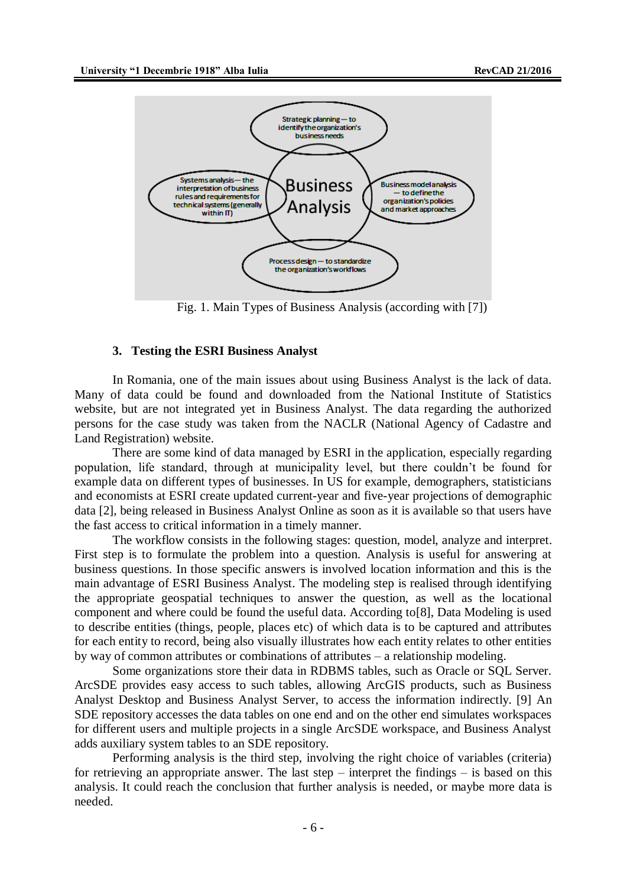Fig. 1. Main Types of Business Analysis (according with [7])

### 3. Testing the ESRI Business Analyst

In Romania, one of the main issues about using Business Analyst is the lack of data. Many of data could be found and downloaded from the National Institute of Statistics website, but are not integrated yet in Business Analyst. The data regarding the authorized persons for the case study was taken from the NACLR (National Agency of Cadastre and Land Registration) website.

There are some kind of data managed by ESRI in the application, especially regarding population, life standard, through at municipality level, but there couldn't be found for example data on different types of businesses. In US for example, demographers, statisticians and economists at ESRI create updated current-year and five-year projections of demographic data [2], being released in Business Analyst Online as soon as it is available so that users have the fast access to critical information in a timely manner.

The workflow consists in the following stages: question, model, analyze and interpret. First step is to formulate the problem into a question. Analysis is useful for answering at business questions. In those specific answers is involved location information and this is the main advantage of ESRI Business Analyst. The modeling step is realised through identifying the appropriate geospatial techniques to answer the question, as well as the locational component and where could be found the useful data. According to[8], Data Modeling is used to describe entities (things, people, places etc) of which data is to be captured and attributes for each entity to record, being also visually illustrates how each entity relates to other entities by way of common attributes or combinations of attributes – a relationship modeling.

Some organizations store their data in RDBMS tables, such as Oracle or SQL Server. ArcSDE provides easy access to such tables, allowing ArcGIS products, such as Business Analyst Desktop and Business Analyst Server, to access the information indirectly. [9] An SDE repository accesses the data tables on one end and on the other end simulates workspaces for different users and multiple projects in a single ArcSDE workspace, and Business Analyst adds auxiliary system tables to an SDE repository.

Performing analysis is the third step, involving the right choice of variables (criteria) for retrieving an appropriate answer. The last step – interpret the findings – is based on this analysis. It could reach the conclusion that further analysis is needed, or maybe more data is needed.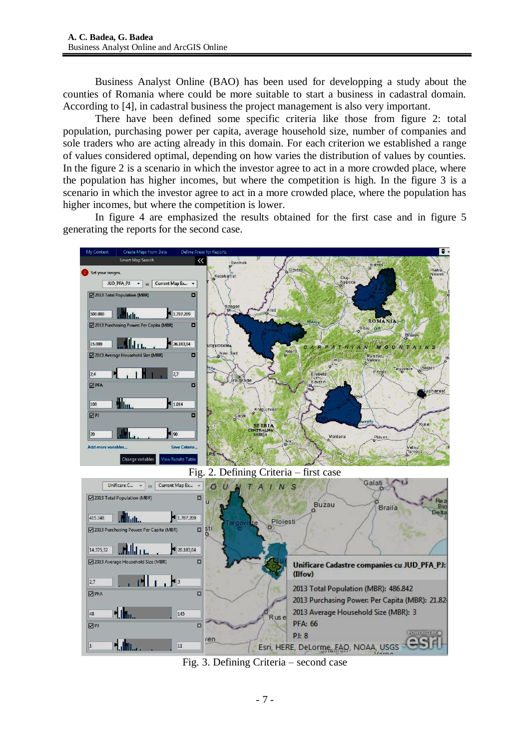Business Analyst Online (BAO) has been used for developping a study about the counties of Romania where could be more suitable to start a business in cadastral domain. According to [4], in cadastral business the project management is also very important.

There have been defined some specific criteria like those from figure 2: total population, purchasing power per capita, average household size, number of companies and sole traders who are acting already in this domain. For each criterion we established a range of values considered optimal, depending on how varies the distribution of values by counties. In the figure 2 is a scenario in which the investor agree to act in a more crowded place, where the population has higher incomes, but where the competition is high. In the figure 3 is a scenario in which the investor agree to act in a more crowded place, where the population has higher incomes, but where the competition is lower.

In figure 4 are emphasized the results obtained for the first case and in figure 5 generating the reports for the second case.

Fig. 2. Defining Criteria – first case

Fig. 3. Defining Criteria – second case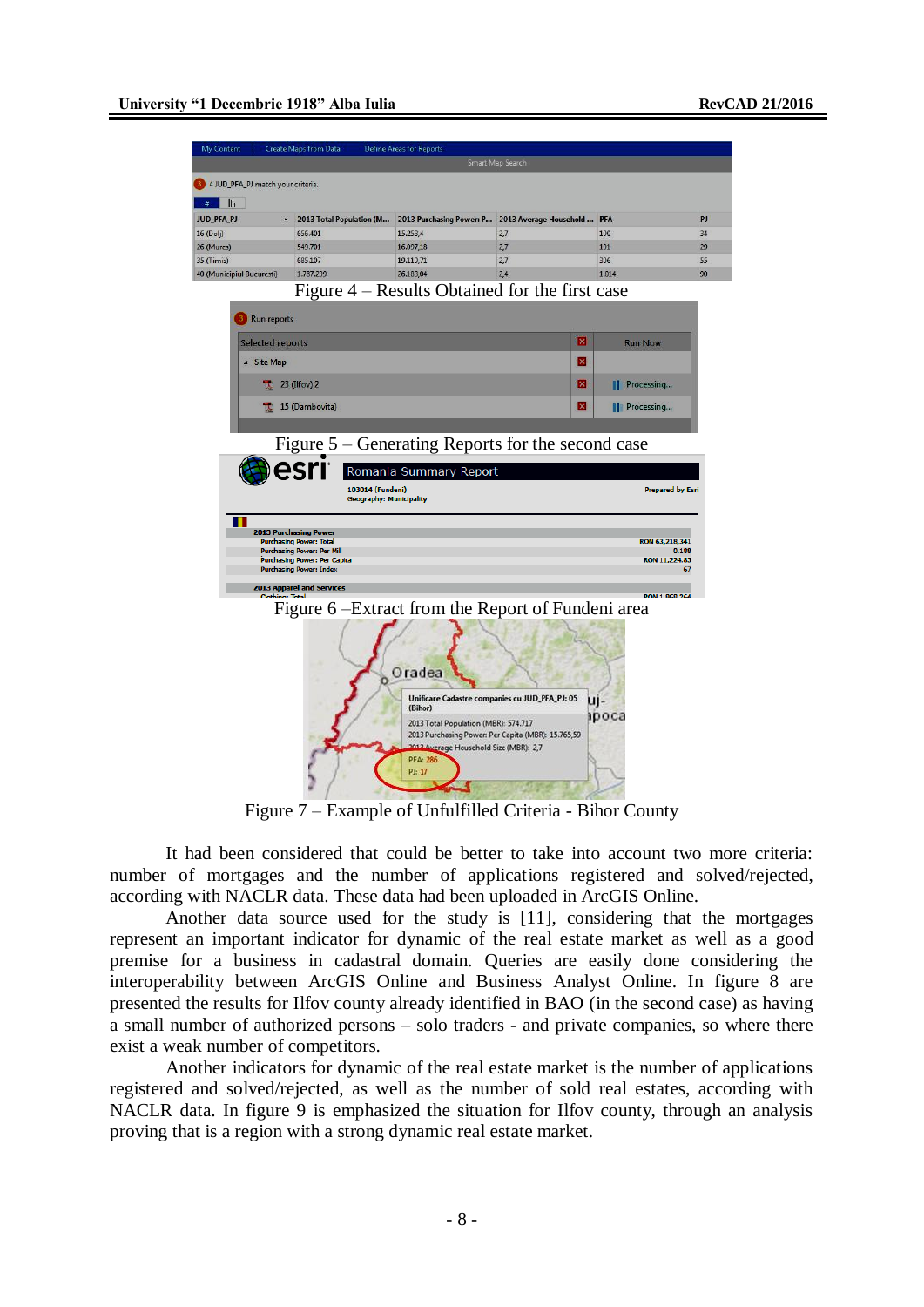Figure 4 – Results Obtained for the first case

Figure 5 – Generating Reports for the second case

Figure 6 –Extract from the Report of Fundeni area

Figure 7 – Example of Unfulfilled Criteria - Bihor County

It had been considered that could be better to take into account two more criteria: number of mortgages and the number of applications registered and solved/rejected, according with NACLR data. These data had been uploaded in ArcGIS Online.

Another data source used for the study is [11], considering that the mortgages represent an important indicator for dynamic of the real estate market as well as a good premise for a business in cadastral domain. Queries are easily done considering the interoperability between ArcGIS Online and Business Analyst Online. In figure 8 are presented the results for Ilfov county already identified in BAO (in the second case) as having a small number of authorized persons – solo traders - and private companies, so where there exist a weak number of competitors.

Another indicators for dynamic of the real estate market is the number of applications registered and solved/rejected, as well as the number of sold real estates, according with NACLR data. In figure 9 is emphasized the situation for Ilfov county, through an analysis proving that is a region with a strong dynamic real estate market.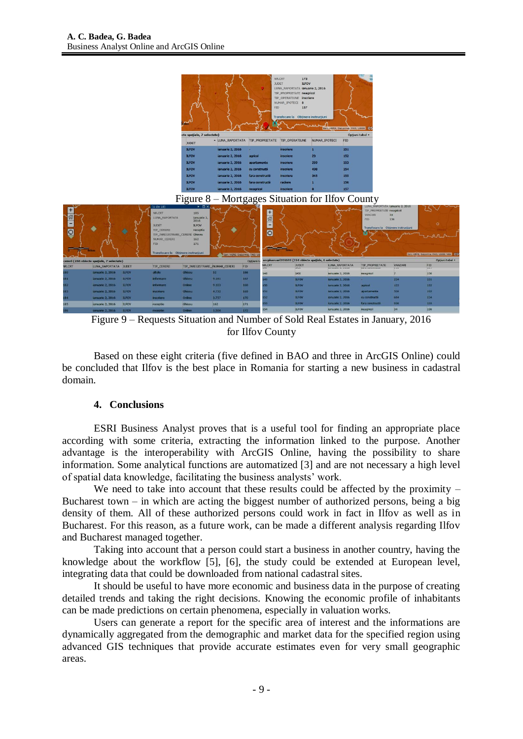Figure 8 – Mortgages Situation for Ilfov County

Figure 9 – Requests Situation and Number of Sold Real Estates in January, 2016 for Ilfov County

Based on these eight criteria (five defined in BAO and three in ArcGIS Online) could be concluded that Ilfov is the best place in Romania for starting a new business in cadastral domain.

## 4. Conclusions

ESRI Business Analyst proves that is a useful tool for finding an appropriate place according with some criteria, extracting the information linked to the purpose. Another advantage is the interoperability with ArcGIS Online, having the possibility to share information. Some analytical functions are automatized [3] and are not necessary a high level of spatial data knowledge, facilitating the business analysts' work.

We need to take into account that these results could be affected by the proximity – Bucharest town – in which are acting the biggest number of authorized persons, being a big density of them. All of these authorized persons could work in fact in Ilfov as well as in Bucharest. For this reason, as a future work, can be made a different analysis regarding Ilfov and Bucharest managed together.

Taking into account that a person could start a business in another country, having the knowledge about the workflow [5], [6], the study could be extended at European level, integrating data that could be downloaded from national cadastral sites.

It should be useful to have more economic and business data in the purpose of creating detailed trends and taking the right decisions. Knowing the economic profile of inhabitants can be made predictions on certain phenomena, especially in valuation works.

Users can generate a report for the specific area of interest and the informations are dynamically aggregated from the demographic and market data for the specified region using advanced GIS techniques that provide accurate estimates even for very small geographic areas.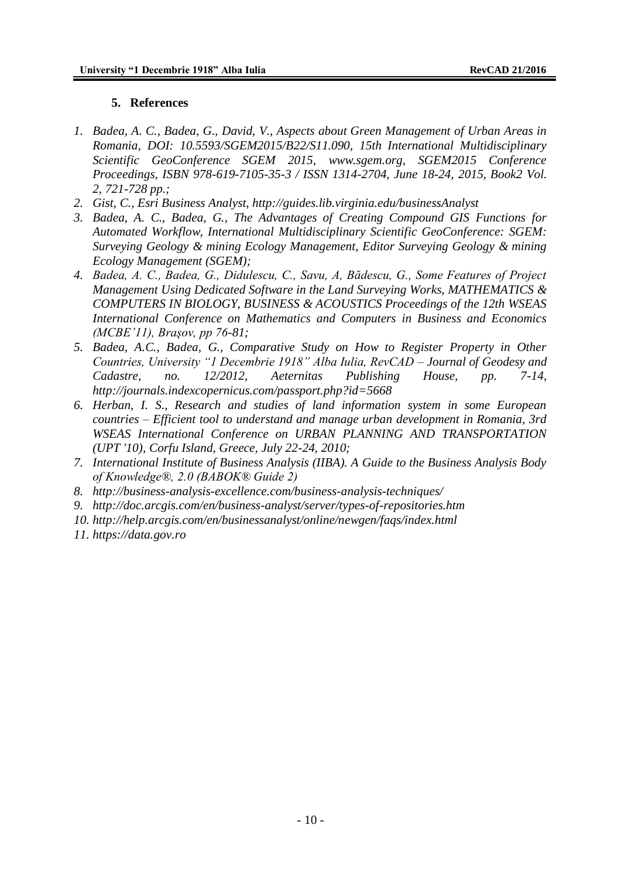## 5. References

1. *Badea, A. C., Badea, G., David, V., Aspects about Green Management of Urban Areas in Romania, DOI: 10.5593/SGEM2015/B22/S11.090, 15th International Multidisciplinary Scientific GeoConference SGEM 2015, www.sgem.org, SGEM2015 Conference Proceedings, ISBN 978-619-7105-35-3 / ISSN 1314-2704, June 18-24, 2015, Book2 Vol. 2, 721-728 pp.;*
2. *Gist, C., Esri Business Analyst, http://guides.lib.virginia.edu/businessAnalyst*
3. *Badea, A. C., Badea, G., The Advantages of Creating Compound GIS Functions for Automated Workflow, International Multidisciplinary Scientific GeoConference: SGEM: Surveying Geology & mining Ecology Management, Editor Surveying Geology & mining Ecology Management (SGEM);*
4. *Badea, A. C., Badea, G., Didulescu, C., Savu, A, Bădescu, G., Some Features of Project Management Using Dedicated Software in the Land Surveying Works, MATHEMATICS & COMPUTERS IN BIOLOGY, BUSINESS & ACOUSTICS Proceedings of the 12th WSEAS International Conference on Mathematics and Computers in Business and Economics (MCBE'11), Braşov, pp 76-81;*
5. *Badea, A.C., Badea, G., Comparative Study on How to Register Property in Other Countries, University "1 Decembrie 1918" Alba Iulia, RevCAD – Journal of Geodesy and Cadastre, no. 12/2012, Aeternitas Publishing House, pp. 7-14, http://journals.indexcopernicus.com/passport.php?id=5668*
6. *Herban, I. S., Research and studies of land information system in some European countries – Efficient tool to understand and manage urban development in Romania, 3rd WSEAS International Conference on URBAN PLANNING AND TRANSPORTATION (UPT '10), Corfu Island, Greece, July 22-24, 2010;*
7. *International Institute of Business Analysis (IIBA). A Guide to the Business Analysis Body of Knowledge®, 2.0 (BABOK® Guide 2)*
8. *http://business-analysis-excellence.com/business-analysis-techniques/*
9. *http://doc.arcgis.com/en/business-analyst/server/types-of-repositories.htm*
10. *http://help.arcgis.com/en/businessanalyst/online/newgen/faqs/index.html*
11. *https://data.gov.ro*